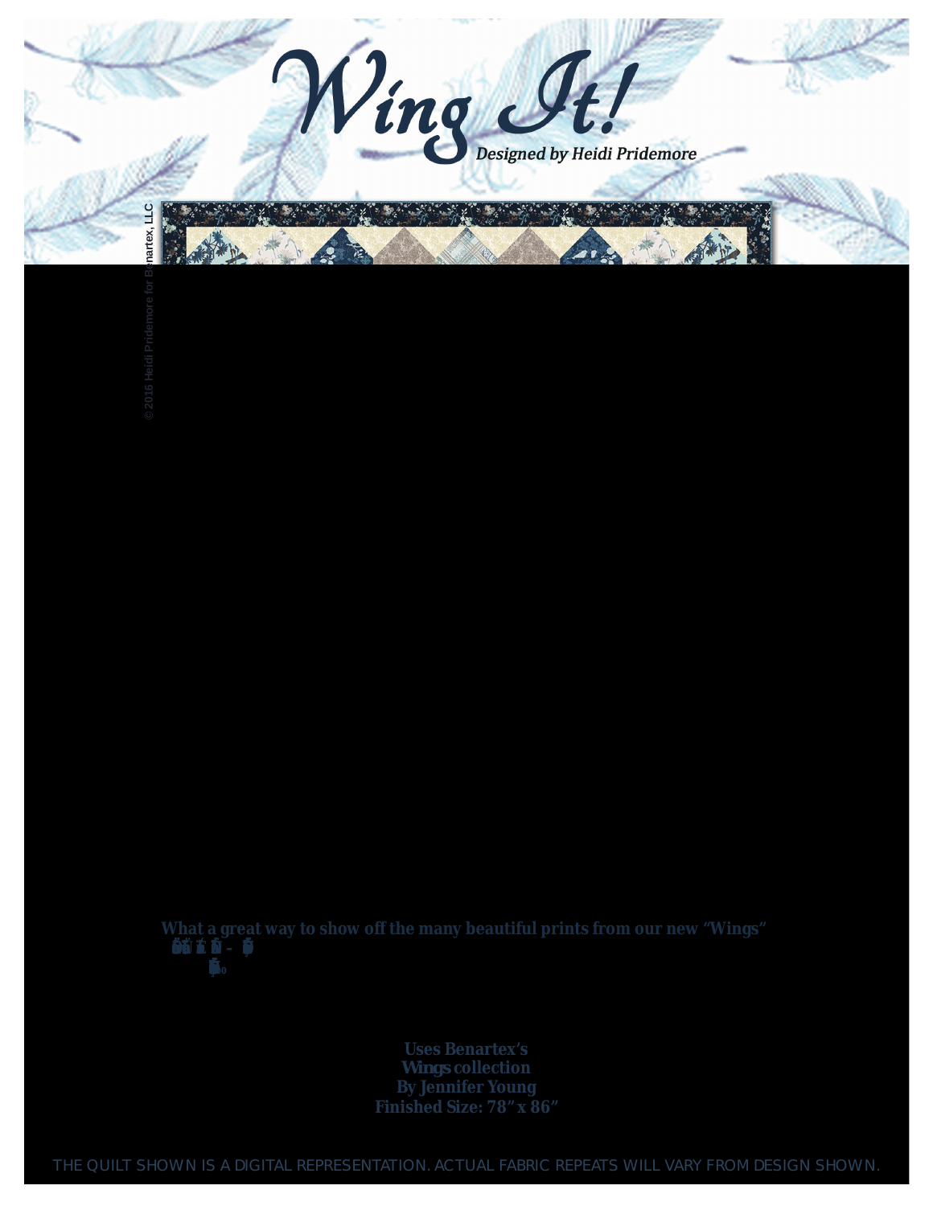# Wing It!

Designed by Heidi Pridemore

© 2016 Heidi Pridemore for Benartex, LLC

What a great way to show off the many beautiful prints from our new "Wings"

**Uses Benartex's**
***Wings* collection**
**By Jennifer Young**
**Finished Size: 78" x 86"**

THE QUILT SHOWN IS A DIGITAL REPRESENTATION. ACTUAL FABRIC REPEATS WILL VARY FROM DESIGN SHOWN.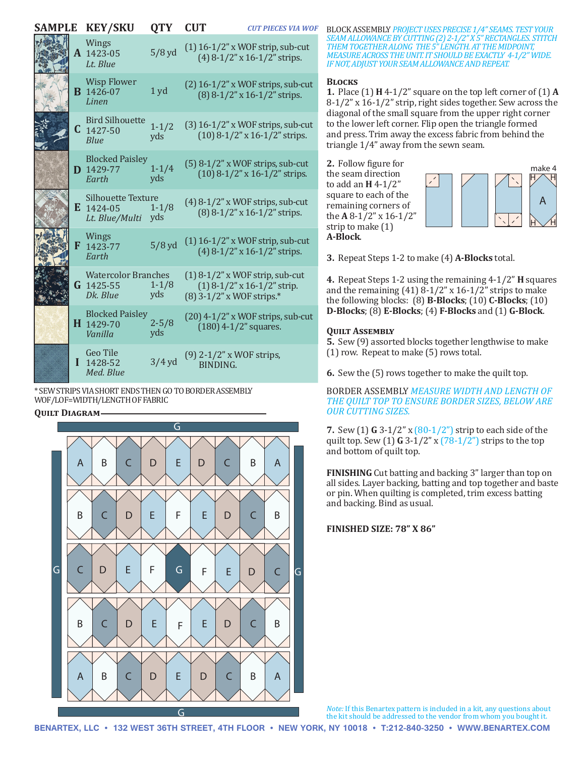| SAMPLE | KEY/SKU | QTY | CUT *CUT PIECES VIA WOF* |
|---|---|---|---|
| | **A** Wings 1423-05 *Lt. Blue* | 5/8 yd | (1) 16-1/2" x WOF strip, sub-cut (4) 8-1/2" x 16-1/2" strips. |
| | **B** Wisp Flower 1426-07 *Linen* | 1 yd | (2) 16-1/2" x WOF strips, sub-cut (8) 8-1/2" x 16-1/2" strips. |
| | **C** Bird Silhouette 1427-50 *Blue* | 1-1/2 yds | (3) 16-1/2" x WOF strips, sub-cut (10) 8-1/2" x 16-1/2" strips. |
| | **D** Blocked Paisley 1429-77 *Earth* | 1-1/4 yds | (5) 8-1/2" x WOF strips, sub-cut (10) 8-1/2" x 16-1/2" strips. |
| | **E** Silhouette Texture 1424-05 *Lt. Blue/Multi* | 1-1/8 yds | (4) 8-1/2" x WOF strips, sub-cut (8) 8-1/2" x 16-1/2" strips. |
| | **F** Wings 1423-77 *Earth* | 5/8 yd | (1) 16-1/2" x WOF strip, sub-cut (4) 8-1/2" x 16-1/2" strips. |
| | **G** Watercolor Branches 1425-55 *Dk. Blue* | 1-1/8 yds | (1) 8-1/2" x WOF strip, sub-cut (1) 8-1/2" x 16-1/2" strip. (8) 3-1/2" x WOF strips.* |
| | **H** Blocked Paisley 1429-70 *Vanilla* | 2-5/8 yds | (20) 4-1/2" x WOF strips, sub-cut (180) 4-1/2" squares. |
| | **I** Geo Tile 1428-52 *Med. Blue* | 3/4 yd | (9) 2-1/2" x WOF strips, BINDING. |

* SEW STRIPS VIA SHORT ENDS THEN GO TO BORDER ASSEMBLY
WOF/LOF=WIDTH/LENGTH OF FABRIC

**Quilt Diagram**

G

A B C D E D C B A
B C D E F E D C B
G C D E F G F E D C G
B C D E F E D C B
A B C D E D C B A

G

BLOCK ASSEMBLY *PROJECT USES PRECISE 1/4" SEAMS. TEST YOUR SEAM ALLOWANCE BY CUTTING (2) 2-1/2" X 5" RECTANGLES. STITCH THEM TOGETHER ALONG THE 5" LENGTH. AT THE MIDPOINT, MEASURE ACROSS THE UNIT. IT SHOULD BE EXACTLY 4-1/2" WIDE. IF NOT, ADJUST YOUR SEAM ALLOWANCE AND REPEAT.*

## Blocks

**1.** Place (1) **H** 4-1/2" square on the top left corner of (1) **A** 8-1/2" x 16-1/2" strip, right sides together. Sew across the diagonal of the small square from the upper right corner to the lower left corner. Flip open the triangle formed and press. Trim away the excess fabric from behind the triangle 1/4" away from the sewn seam.

**2.** Follow figure for the seam direction to add an **H** 4-1/2" square to each of the remaining corners of the **A** 8-1/2" x 16-1/2" strip to make (1) **A-Block**.

make 4
H H
A
H H

**3.** Repeat Steps 1-2 to make (4) **A-Blocks** total.

**4.** Repeat Steps 1-2 using the remaining 4-1/2" **H** squares and the remaining (41) 8-1/2" x 16-1/2" strips to make the following blocks: (8) **B-Blocks**; (10) **C-Blocks**; (10) **D-Blocks**; (8) **E-Blocks**; (4) **F-Blocks** and (1) **G-Block**.

## Quilt Assembly

**5.** Sew (9) assorted blocks together lengthwise to make (1) row. Repeat to make (5) rows total.

**6.** Sew the (5) rows together to make the quilt top.

BORDER ASSEMBLY *MEASURE WIDTH AND LENGTH OF THE QUILT TOP TO ENSURE BORDER SIZES, BELOW ARE OUR CUTTING SIZES.*

**7.** Sew (1) **G** 3-1/2" x (80-1/2") strip to each side of the quilt top. Sew (1) **G** 3-1/2" x (78-1/2") strips to the top and bottom of quilt top.

**FINISHING** Cut batting and backing 3" larger than top on all sides. Layer backing, batting and top together and baste or pin. When quilting is completed, trim excess batting and backing. Bind as usual.

**FINISHED SIZE: 78" X 86"**

*Note:* If this Benartex pattern is included in a kit, any questions about the kit should be addressed to the vendor from whom you bought it.

BENARTEX, LLC • 132 WEST 36TH STREET, 4TH FLOOR • NEW YORK, NY 10018 • T:212-840-3250 • WWW.BENARTEX.COM